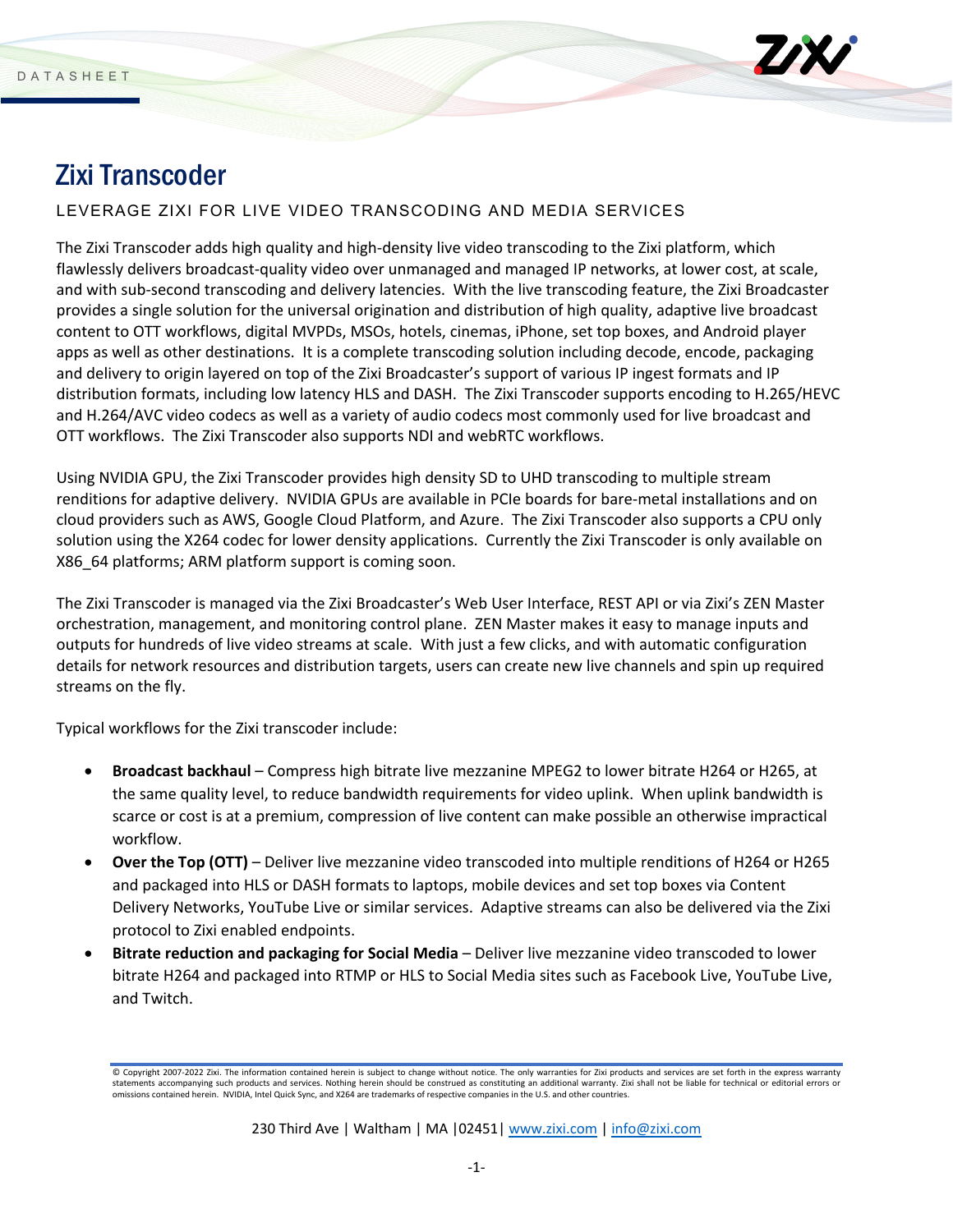DATASHEET

# Zixi Transcoder

LEVERAGE ZIXI FOR LIVE VIDEO TRANSCODING AND MEDIA SERVICES

The Zixi Transcoder adds high quality and high-density live video transcoding to the Zixi platform, which flawlessly delivers broadcast-quality video over unmanaged and managed IP networks, at lower cost, at scale, and with sub-second transcoding and delivery latencies. With the live transcoding feature, the Zixi Broadcaster provides a single solution for the universal origination and distribution of high quality, adaptive live broadcast content to OTT workflows, digital MVPDs, MSOs, hotels, cinemas, iPhone, set top boxes, and Android player apps as well as other destinations. It is a complete transcoding solution including decode, encode, packaging and delivery to origin layered on top of the Zixi Broadcaster's support of various IP ingest formats and IP distribution formats, including low latency HLS and DASH. The Zixi Transcoder supports encoding to H.265/HEVC and H.264/AVC video codecs as well as a variety of audio codecs most commonly used for live broadcast and OTT workflows. The Zixi Transcoder also supports NDI and webRTC workflows.

Using NVIDIA GPU, the Zixi Transcoder provides high density SD to UHD transcoding to multiple stream renditions for adaptive delivery. NVIDIA GPUs are available in PCIe boards for bare-metal installations and on cloud providers such as AWS, Google Cloud Platform, and Azure. The Zixi Transcoder also supports a CPU only solution using the X264 codec for lower density applications. Currently the Zixi Transcoder is only available on X86_64 platforms; ARM platform support is coming soon.

The Zixi Transcoder is managed via the Zixi Broadcaster's Web User Interface, REST API or via Zixi's ZEN Master orchestration, management, and monitoring control plane. ZEN Master makes it easy to manage inputs and outputs for hundreds of live video streams at scale. With just a few clicks, and with automatic configuration details for network resources and distribution targets, users can create new live channels and spin up required streams on the fly.

Typical workflows for the Zixi transcoder include:

- **Broadcast backhaul** – Compress high bitrate live mezzanine MPEG2 to lower bitrate H264 or H265, at the same quality level, to reduce bandwidth requirements for video uplink. When uplink bandwidth is scarce or cost is at a premium, compression of live content can make possible an otherwise impractical workflow.
- **Over the Top (OTT)** – Deliver live mezzanine video transcoded into multiple renditions of H264 or H265 and packaged into HLS or DASH formats to laptops, mobile devices and set top boxes via Content Delivery Networks, YouTube Live or similar services. Adaptive streams can also be delivered via the Zixi protocol to Zixi enabled endpoints.
- **Bitrate reduction and packaging for Social Media** – Deliver live mezzanine video transcoded to lower bitrate H264 and packaged into RTMP or HLS to Social Media sites such as Facebook Live, YouTube Live, and Twitch.

© Copyright 2007-2022 Zixi. The information contained herein is subject to change without notice. The only warranties for Zixi products and services are set forth in the express warranty statements accompanying such products and services. Nothing herein should be construed as constituting an additional warranty. Zixi shall not be liable for technical or editorial errors or omissions contained herein. NVIDIA, Intel Quick Sync, and X264 are trademarks of respective companies in the U.S. and other countries.

230 Third Ave | Waltham | MA |02451| www.zixi.com | info@zixi.com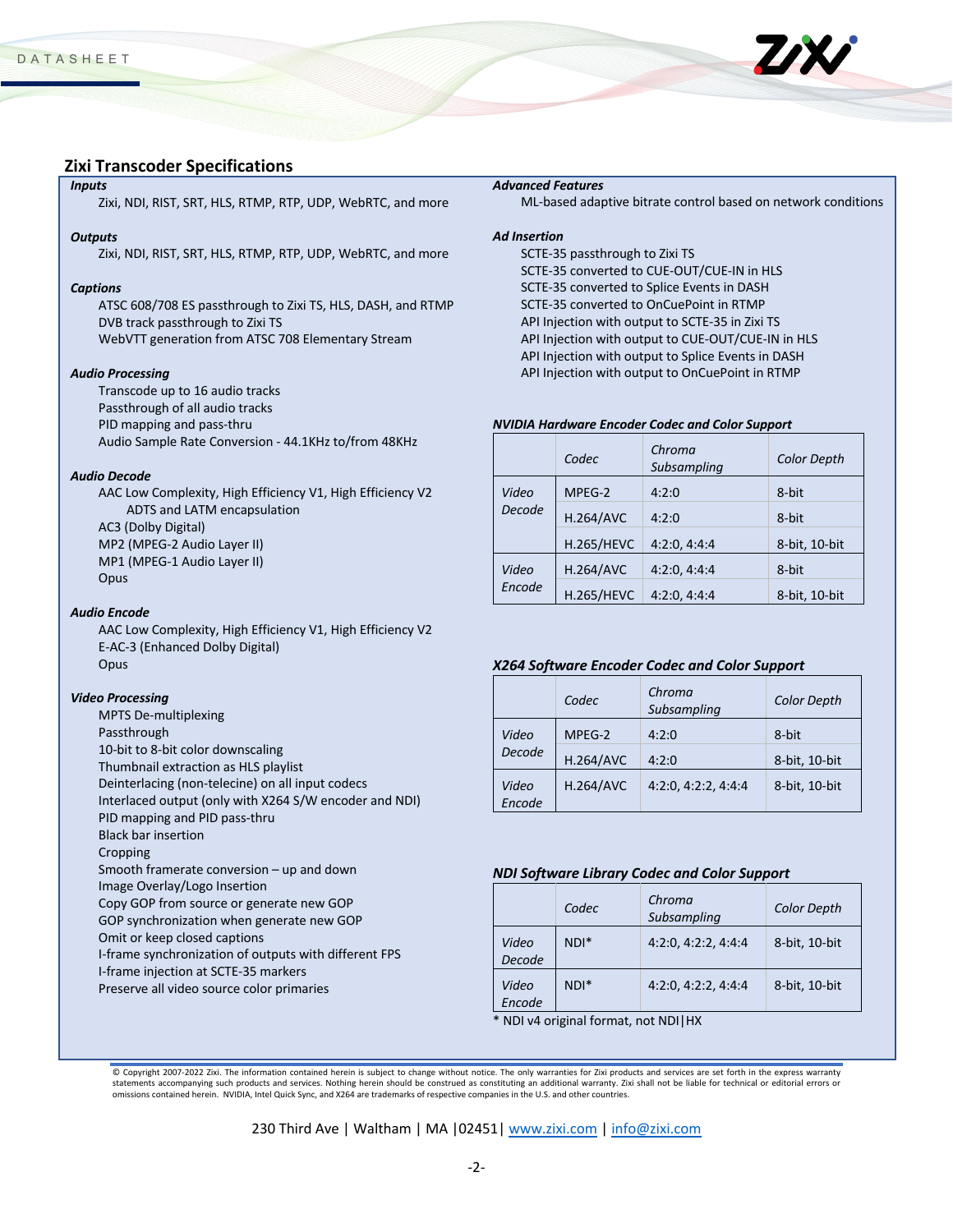## Zixi Transcoder Specifications

***Inputs***

Zixi, NDI, RIST, SRT, HLS, RTMP, RTP, UDP, WebRTC, and more

***Outputs***

Zixi, NDI, RIST, SRT, HLS, RTMP, RTP, UDP, WebRTC, and more

***Captions***

ATSC 608/708 ES passthrough to Zixi TS, HLS, DASH, and RTMP
DVB track passthrough to Zixi TS
WebVTT generation from ATSC 708 Elementary Stream

***Audio Processing***

Transcode up to 16 audio tracks
Passthrough of all audio tracks
PID mapping and pass-thru
Audio Sample Rate Conversion - 44.1KHz to/from 48KHz

***Audio Decode***

AAC Low Complexity, High Efficiency V1, High Efficiency V2
ADTS and LATM encapsulation
AC3 (Dolby Digital)
MP2 (MPEG-2 Audio Layer II)
MP1 (MPEG-1 Audio Layer II)
Opus

***Audio Encode***

AAC Low Complexity, High Efficiency V1, High Efficiency V2
E-AC-3 (Enhanced Dolby Digital)
Opus

***Video Processing***

MPTS De-multiplexing
Passthrough
10-bit to 8-bit color downscaling
Thumbnail extraction as HLS playlist
Deinterlacing (non-telecine) on all input codecs
Interlaced output (only with X264 S/W encoder and NDI)
PID mapping and PID pass-thru
Black bar insertion
Cropping
Smooth framerate conversion – up and down
Image Overlay/Logo Insertion
Copy GOP from source or generate new GOP
GOP synchronization when generate new GOP
Omit or keep closed captions
I-frame synchronization of outputs with different FPS
I-frame injection at SCTE-35 markers
Preserve all video source color primaries

***Advanced Features***

ML-based adaptive bitrate control based on network conditions

***Ad Insertion***

SCTE-35 passthrough to Zixi TS
SCTE-35 converted to CUE-OUT/CUE-IN in HLS
SCTE-35 converted to Splice Events in DASH
SCTE-35 converted to OnCuePoint in RTMP
API Injection with output to SCTE-35 in Zixi TS
API Injection with output to CUE-OUT/CUE-IN in HLS
API Injection with output to Splice Events in DASH
API Injection with output to OnCuePoint in RTMP

***NVIDIA Hardware Encoder Codec and Color Support***

| | *Codec* | *Chroma Subsampling* | *Color Depth* |
|---|---|---|---|
| *Video Decode* | MPEG-2 | 4:2:0 | 8-bit |
| | H.264/AVC | 4:2:0 | 8-bit |
| | H.265/HEVC | 4:2:0, 4:4:4 | 8-bit, 10-bit |
| *Video Encode* | H.264/AVC | 4:2:0, 4:4:4 | 8-bit |
| | H.265/HEVC | 4:2:0, 4:4:4 | 8-bit, 10-bit |

***X264 Software Encoder Codec and Color Support***

| | *Codec* | *Chroma Subsampling* | *Color Depth* |
|---|---|---|---|
| *Video Decode* | MPEG-2 | 4:2:0 | 8-bit |
| | H.264/AVC | 4:2:0 | 8-bit, 10-bit |
| *Video Encode* | H.264/AVC | 4:2:0, 4:2:2, 4:4:4 | 8-bit, 10-bit |

***NDI Software Library Codec and Color Support***

| | *Codec* | *Chroma Subsampling* | *Color Depth* |
|---|---|---|---|
| *Video Decode* | NDI* | 4:2:0, 4:2:2, 4:4:4 | 8-bit, 10-bit |
| *Video Encode* | NDI* | 4:2:0, 4:2:2, 4:4:4 | 8-bit, 10-bit |

\* NDI v4 original format, not NDI|HX

© Copyright 2007-2022 Zixi. The information contained herein is subject to change without notice. The only warranties for Zixi products and services are set forth in the express warranty statements accompanying such products and services. Nothing herein should be construed as constituting an additional warranty. Zixi shall not be liable for technical or editorial errors or omissions contained herein. NVIDIA, Intel Quick Sync, and X264 are trademarks of respective companies in the U.S. and other countries.

230 Third Ave | Waltham | MA |02451| www.zixi.com | info@zixi.com